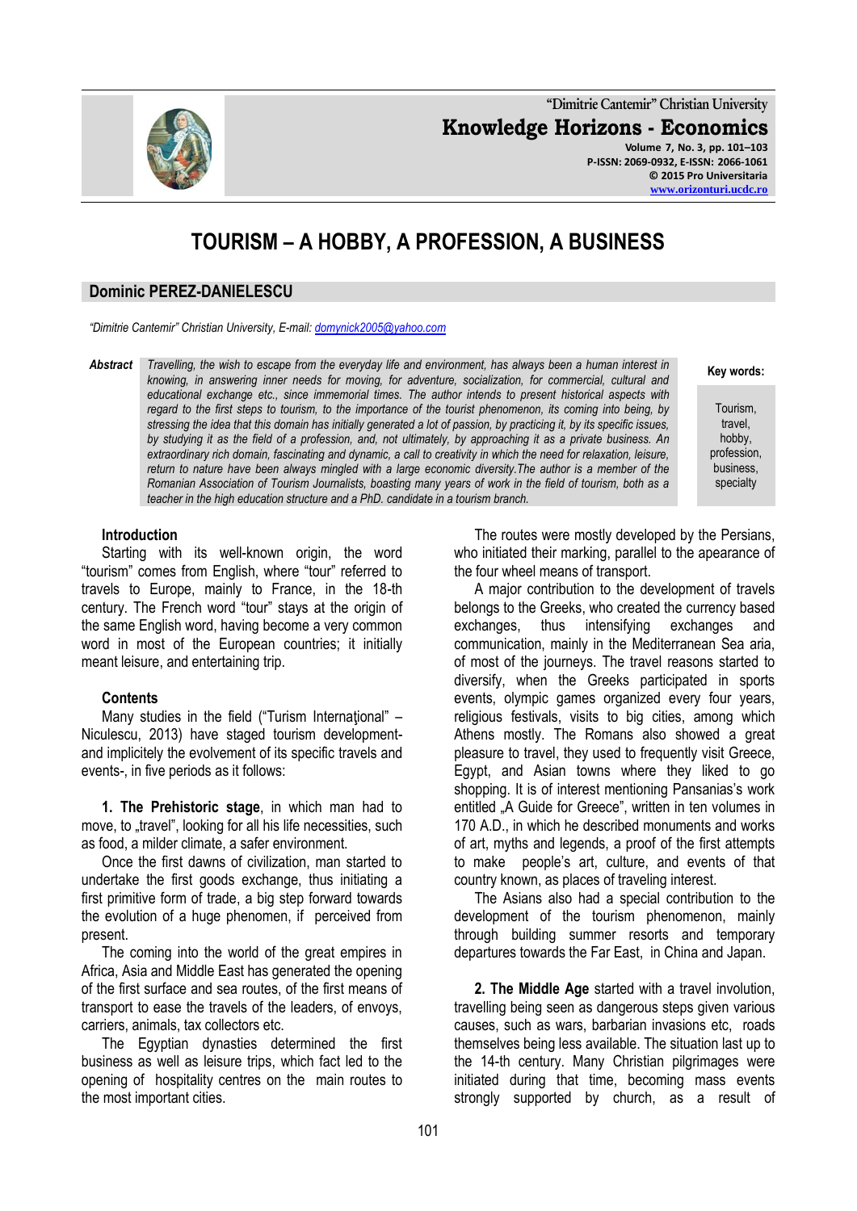# TOURISM – A HOBBY, A PROFESSION, A BUSINESS

**Dominic PEREZ-DANIELESCU**

*"Dimitrie Cantemir" Christian University, E-mail: domynick2005@yahoo.com*

***Abstract*** *Travelling, the wish to escape from the everyday life and environment, has always been a human interest in knowing, in answering inner needs for moving, for adventure, socialization, for commercial, cultural and educational exchange etc., since immemorial times. The author intends to present historical aspects with regard to the first steps to tourism, to the importance of the tourist phenomenon, its coming into being, by stressing the idea that this domain has initially generated a lot of passion, by practicing it, by its specific issues, by studying it as the field of a profession, and, not ultimately, by approaching it as a private business. An extraordinary rich domain, fascinating and dynamic, a call to creativity in which the need for relaxation, leisure, return to nature have been always mingled with a large economic diversity.The author is a member of the Romanian Association of Tourism Journalists, boasting many years of work in the field of tourism, both as a teacher in the high education structure and a PhD. candidate in a tourism branch.*

**Key words:** Tourism, travel, hobby, profession, business, specialty

### Introduction

Starting with its well-known origin, the word "tourism" comes from English, where "tour" referred to travels to Europe, mainly to France, in the 18-th century. The French word "tour" stays at the origin of the same English word, having become a very common word in most of the European countries; it initially meant leisure, and entertaining trip.

### Contents

Many studies in the field ("Turism Internaţional" – Niculescu, 2013) have staged tourism development- and implicitely the evolvement of its specific travels and events-, in five periods as it follows:

**1. The Prehistoric stage**, in which man had to move, to „travel", looking for all his life necessities, such as food, a milder climate, a safer environment.

Once the first dawns of civilization, man started to undertake the first goods exchange, thus initiating a first primitive form of trade, a big step forward towards the evolution of a huge phenomen, if perceived from present.

The coming into the world of the great empires in Africa, Asia and Middle East has generated the opening of the first surface and sea routes, of the first means of transport to ease the travels of the leaders, of envoys, carriers, animals, tax collectors etc.

The Egyptian dynasties determined the first business as well as leisure trips, which fact led to the opening of hospitality centres on the main routes to the most important cities.

The routes were mostly developed by the Persians, who initiated their marking, parallel to the apearance of the four wheel means of transport.

A major contribution to the development of travels belongs to the Greeks, who created the currency based exchanges, thus intensifying exchanges and communication, mainly in the Mediterranean Sea aria, of most of the journeys. The travel reasons started to diversify, when the Greeks participated in sports events, olympic games organized every four years, religious festivals, visits to big cities, among which Athens mostly. The Romans also showed a great pleasure to travel, they used to frequently visit Greece, Egypt, and Asian towns where they liked to go shopping. It is of interest mentioning Pansanias's work entitled „A Guide for Greece", written in ten volumes in 170 A.D., in which he described monuments and works of art, myths and legends, a proof of the first attempts to make people's art, culture, and events of that country known, as places of traveling interest.

The Asians also had a special contribution to the development of the tourism phenomenon, mainly through building summer resorts and temporary departures towards the Far East, in China and Japan.

**2. The Middle Age** started with a travel involution, travelling being seen as dangerous steps given various causes, such as wars, barbarian invasions etc, roads themselves being less available. The situation last up to the 14-th century. Many Christian pilgrimages were initiated during that time, becoming mass events strongly supported by church, as a result of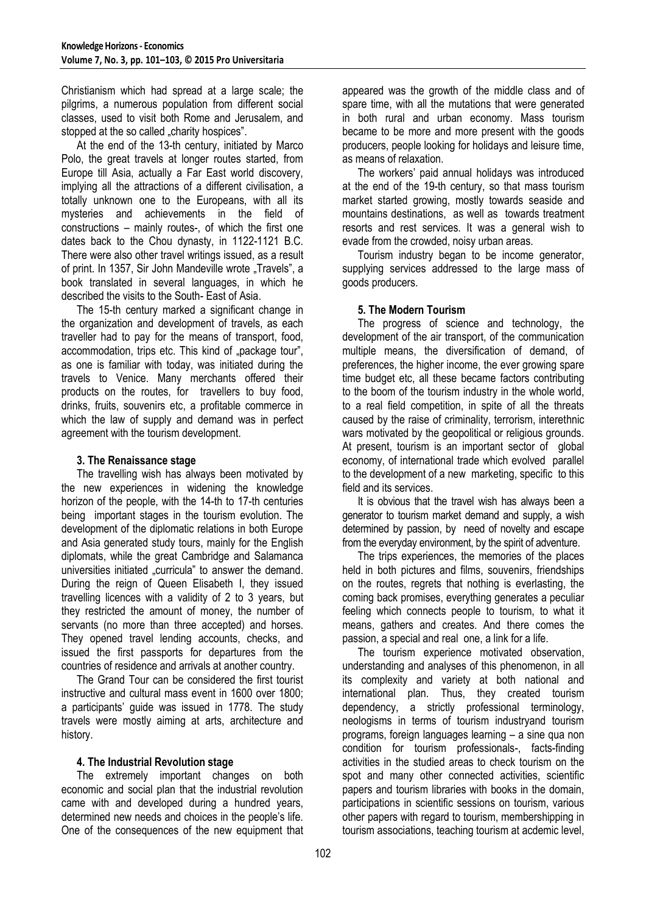Christianism which had spread at a large scale; the pilgrims, a numerous population from different social classes, used to visit both Rome and Jerusalem, and stopped at the so called „charity hospices".

At the end of the 13-th century, initiated by Marco Polo, the great travels at longer routes started, from Europe till Asia, actually a Far East world discovery, implying all the attractions of a different civilisation, a totally unknown one to the Europeans, with all its mysteries and achievements in the field of constructions – mainly routes-, of which the first one dates back to the Chou dynasty, in 1122-1121 B.C. There were also other travel writings issued, as a result of print. In 1357, Sir John Mandeville wrote „Travels", a book translated in several languages, in which he described the visits to the South- East of Asia.

The 15-th century marked a significant change in the organization and development of travels, as each traveller had to pay for the means of transport, food, accommodation, trips etc. This kind of „package tour", as one is familiar with today, was initiated during the travels to Venice. Many merchants offered their products on the routes, for travellers to buy food, drinks, fruits, souvenirs etc, a profitable commerce in which the law of supply and demand was in perfect agreement with the tourism development.

### 3. The Renaissance stage

The travelling wish has always been motivated by the new experiences in widening the knowledge horizon of the people, with the 14-th to 17-th centuries being important stages in the tourism evolution. The development of the diplomatic relations in both Europe and Asia generated study tours, mainly for the English diplomats, while the great Cambridge and Salamanca universities initiated „curricula" to answer the demand. During the reign of Queen Elisabeth I, they issued travelling licences with a validity of 2 to 3 years, but they restricted the amount of money, the number of servants (no more than three accepted) and horses. They opened travel lending accounts, checks, and issued the first passports for departures from the countries of residence and arrivals at another country.

The Grand Tour can be considered the first tourist instructive and cultural mass event in 1600 over 1800; a participants' guide was issued in 1778. The study travels were mostly aiming at arts, architecture and history.

### 4. The Industrial Revolution stage

The extremely important changes on both economic and social plan that the industrial revolution came with and developed during a hundred years, determined new needs and choices in the people's life. One of the consequences of the new equipment that appeared was the growth of the middle class and of spare time, with all the mutations that were generated in both rural and urban economy. Mass tourism became to be more and more present with the goods producers, people looking for holidays and leisure time, as means of relaxation.

The workers' paid annual holidays was introduced at the end of the 19-th century, so that mass tourism market started growing, mostly towards seaside and mountains destinations, as well as towards treatment resorts and rest services. It was a general wish to evade from the crowded, noisy urban areas.

Tourism industry began to be income generator, supplying services addressed to the large mass of goods producers.

### 5. The Modern Tourism

The progress of science and technology, the development of the air transport, of the communication multiple means, the diversification of demand, of preferences, the higher income, the ever growing spare time budget etc, all these became factors contributing to the boom of the tourism industry in the whole world, to a real field competition, in spite of all the threats caused by the raise of criminality, terrorism, interethnic wars motivated by the geopolitical or religious grounds. At present, tourism is an important sector of global economy, of international trade which evolved parallel to the development of a new marketing, specific to this field and its services.

It is obvious that the travel wish has always been a generator to tourism market demand and supply, a wish determined by passion, by need of novelty and escape from the everyday environment, by the spirit of adventure.

The trips experiences, the memories of the places held in both pictures and films, souvenirs, friendships on the routes, regrets that nothing is everlasting, the coming back promises, everything generates a peculiar feeling which connects people to tourism, to what it means, gathers and creates. And there comes the passion, a special and real one, a link for a life.

The tourism experience motivated observation, understanding and analyses of this phenomenon, in all its complexity and variety at both national and international plan. Thus, they created tourism dependency, a strictly professional terminology, neologisms in terms of tourism industryand tourism programs, foreign languages learning – a sine qua non condition for tourism professionals-, facts-finding activities in the studied areas to check tourism on the spot and many other connected activities, scientific papers and tourism libraries with books in the domain, participations in scientific sessions on tourism, various other papers with regard to tourism, membershipping in tourism associations, teaching tourism at acdemic level,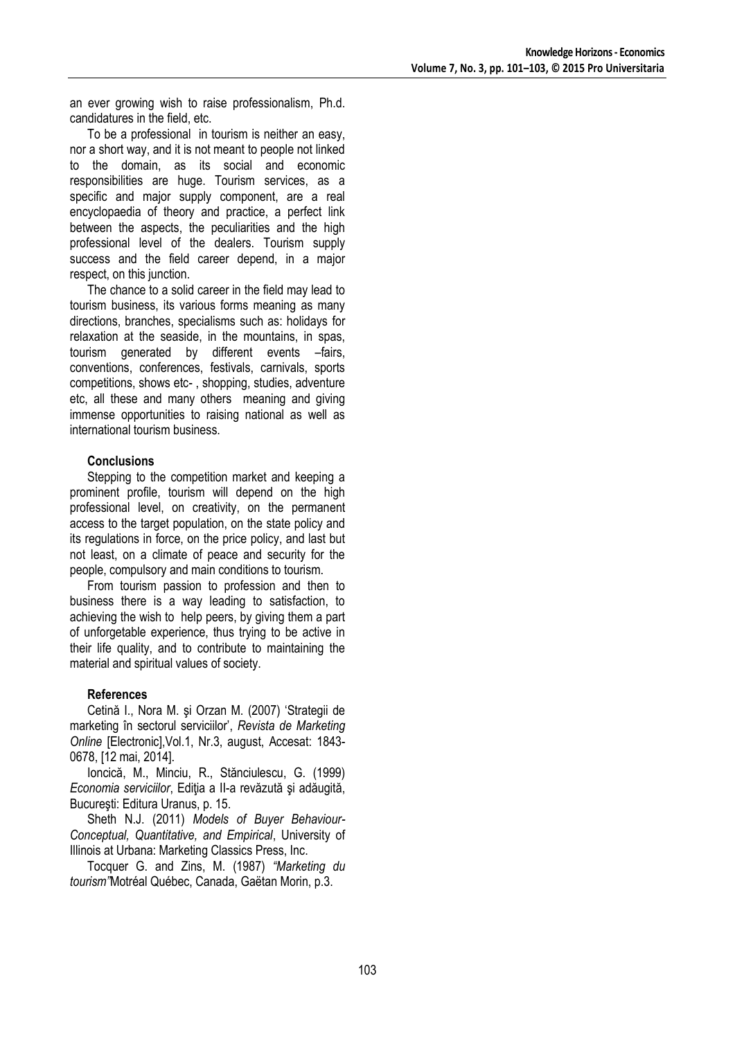an ever growing wish to raise professionalism, Ph.d. candidatures in the field, etc.

To be a professional in tourism is neither an easy, nor a short way, and it is not meant to people not linked to the domain, as its social and economic responsibilities are huge. Tourism services, as a specific and major supply component, are a real encyclopaedia of theory and practice, a perfect link between the aspects, the peculiarities and the high professional level of the dealers. Tourism supply success and the field career depend, in a major respect, on this junction.

The chance to a solid career in the field may lead to tourism business, its various forms meaning as many directions, branches, specialisms such as: holidays for relaxation at the seaside, in the mountains, in spas, tourism generated by different events –fairs, conventions, conferences, festivals, carnivals, sports competitions, shows etc- , shopping, studies, adventure etc, all these and many others meaning and giving immense opportunities to raising national as well as international tourism business.

## Conclusions

Stepping to the competition market and keeping a prominent profile, tourism will depend on the high professional level, on creativity, on the permanent access to the target population, on the state policy and its regulations in force, on the price policy, and last but not least, on a climate of peace and security for the people, compulsory and main conditions to tourism.

From tourism passion to profession and then to business there is a way leading to satisfaction, to achieving the wish to help peers, by giving them a part of unforgetable experience, thus trying to be active in their life quality, and to contribute to maintaining the material and spiritual values of society.

## References

Cetină I., Nora M. şi Orzan M. (2007) 'Strategii de marketing în sectorul serviciilor', *Revista de Marketing Online* [Electronic],Vol.1, Nr.3, august, Accesat: 1843-0678, [12 mai, 2014].

Ioncică, M., Minciu, R., Stănciulescu, G. (1999) *Economia serviciilor*, Ediţia a II-a revăzută şi adăugită, Bucureşti: Editura Uranus, p. 15.

Sheth N.J. (2011) *Models of Buyer Behaviour-Conceptual, Quantitative, and Empirical*, University of Illinois at Urbana: Marketing Classics Press, Inc.

Tocquer G. and Zins, M. (1987) *"Marketing du tourism"*Motréal Québec, Canada, Gaëtan Morin, p.3.